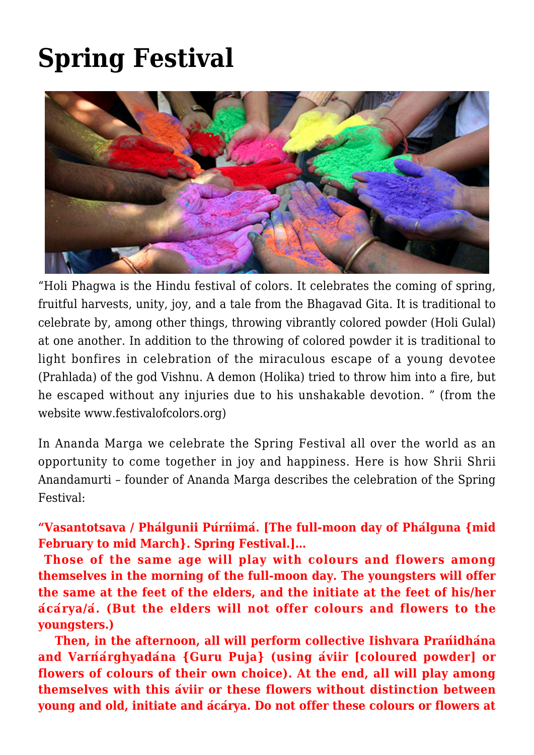# Spring Festival

"Holi Phagwa is the Hindu festival of colors. It celebrates the coming of spring, fruitful harvests, unity, joy, and a tale from the Bhagavad Gita. It is traditional to celebrate by, among other things, throwing vibrantly colored powder (Holi Gulal) at one another. In addition to the throwing of colored powder it is traditional to light bonfires in celebration of the miraculous escape of a young devotee (Prahlada) of the god Vishnu. A demon (Holika) tried to throw him into a fire, but he escaped without any injuries due to his unshakable devotion. " (from the website www.festivalofcolors.org)

In Ananda Marga we celebrate the Spring Festival all over the world as an opportunity to come together in joy and happiness. Here is how Shrii Shrii Anandamurti – founder of Ananda Marga describes the celebration of the Spring Festival:

**"Vasantotsava / Phálgunii Púrńimá. [The full-moon day of Phálguna {mid February to mid March}. Spring Festival.]…**

**Those of the same age will play with colours and flowers among themselves in the morning of the full-moon day. The youngsters will offer the same at the feet of the elders, and the initiate at the feet of his/her ácárya/á. (But the elders will not offer colours and flowers to the youngsters.)**

**Then, in the afternoon, all will perform collective Iishvara Prańidhána and Varńárghyadána {Guru Puja} (using áviir [coloured powder] or flowers of colours of their own choice). At the end, all will play among themselves with this áviir or these flowers without distinction between young and old, initiate and ácárya. Do not offer these colours or flowers at**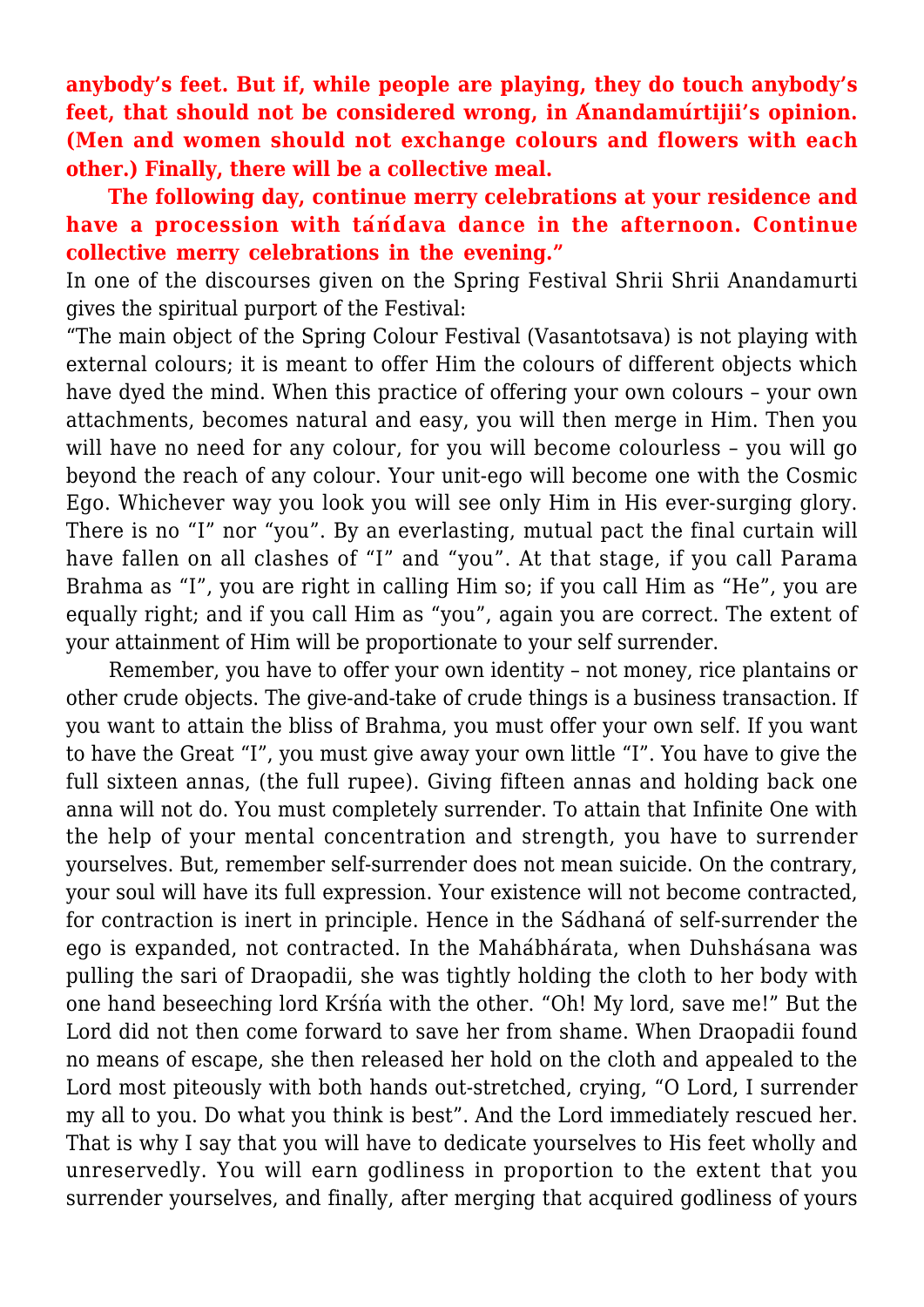**anybody's feet. But if, while people are playing, they do touch anybody's feet, that should not be considered wrong, in Ánandamúrtijii's opinion. (Men and women should not exchange colours and flowers with each other.) Finally, there will be a collective meal.**

**The following day, continue merry celebrations at your residence and have a procession with táńd́ava dance in the afternoon. Continue collective merry celebrations in the evening."**

In one of the discourses given on the Spring Festival Shrii Shrii Anandamurti gives the spiritual purport of the Festival:

"The main object of the Spring Colour Festival (Vasantotsava) is not playing with external colours; it is meant to offer Him the colours of different objects which have dyed the mind. When this practice of offering your own colours – your own attachments, becomes natural and easy, you will then merge in Him. Then you will have no need for any colour, for you will become colourless – you will go beyond the reach of any colour. Your unit-ego will become one with the Cosmic Ego. Whichever way you look you will see only Him in His ever-surging glory. There is no "I" nor "you". By an everlasting, mutual pact the final curtain will have fallen on all clashes of "I" and "you". At that stage, if you call Parama Brahma as "I", you are right in calling Him so; if you call Him as "He", you are equally right; and if you call Him as "you", again you are correct. The extent of your attainment of Him will be proportionate to your self surrender.

Remember, you have to offer your own identity – not money, rice plantains or other crude objects. The give-and-take of crude things is a business transaction. If you want to attain the bliss of Brahma, you must offer your own self. If you want to have the Great "I", you must give away your own little "I". You have to give the full sixteen annas, (the full rupee). Giving fifteen annas and holding back one anna will not do. You must completely surrender. To attain that Infinite One with the help of your mental concentration and strength, you have to surrender yourselves. But, remember self-surrender does not mean suicide. On the contrary, your soul will have its full expression. Your existence will not become contracted, for contraction is inert in principle. Hence in the Sádhaná of self-surrender the ego is expanded, not contracted. In the Mahábhárata, when Duhshásana was pulling the sari of Draopadii, she was tightly holding the cloth to her body with one hand beseeching lord Krśńa with the other. "Oh! My lord, save me!" But the Lord did not then come forward to save her from shame. When Draopadii found no means of escape, she then released her hold on the cloth and appealed to the Lord most piteously with both hands out-stretched, crying, "O Lord, I surrender my all to you. Do what you think is best". And the Lord immediately rescued her. That is why I say that you will have to dedicate yourselves to His feet wholly and unreservedly. You will earn godliness in proportion to the extent that you surrender yourselves, and finally, after merging that acquired godliness of yours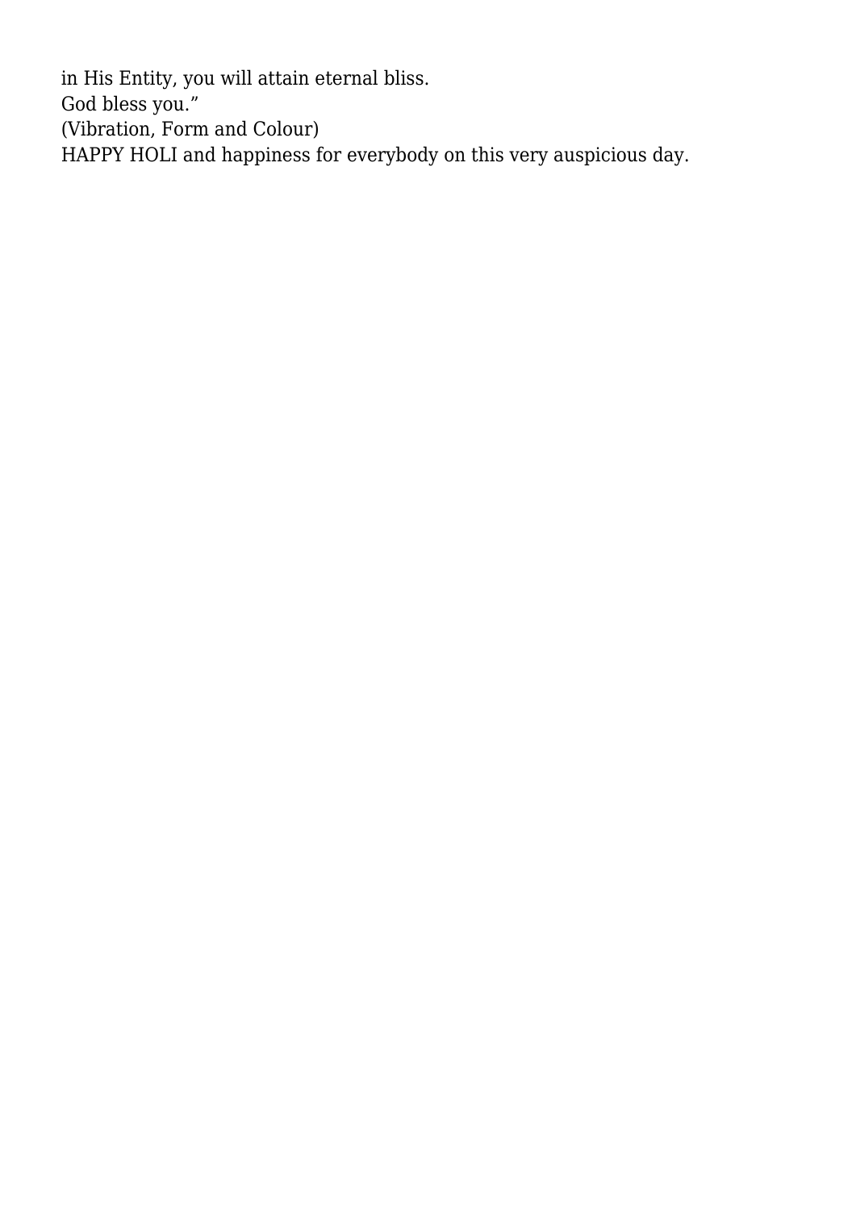in His Entity, you will attain eternal bliss.
God bless you."
(Vibration, Form and Colour)
HAPPY HOLI and happiness for everybody on this very auspicious day.